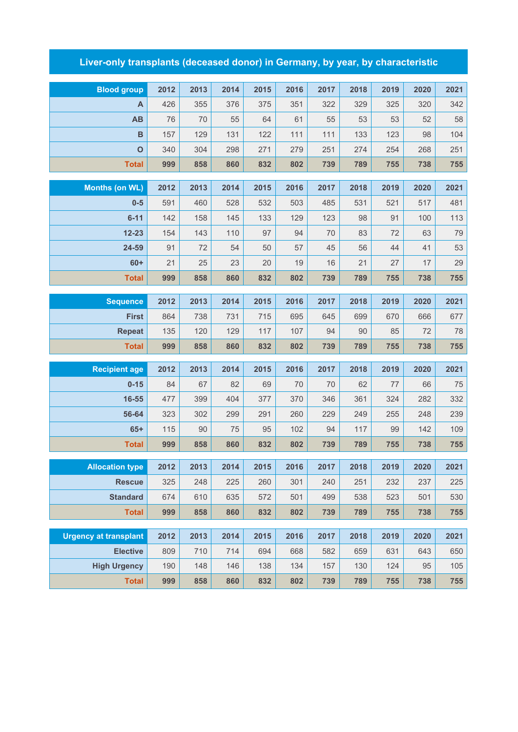# Liver-only transplants (deceased donor) in Germany, by year, by characteristic

| Blood group | 2012 | 2013 | 2014 | 2015 | 2016 | 2017 | 2018 | 2019 | 2020 | 2021 |
|---|---|---|---|---|---|---|---|---|---|---|
| A | 426 | 355 | 376 | 375 | 351 | 322 | 329 | 325 | 320 | 342 |
| AB | 76 | 70 | 55 | 64 | 61 | 55 | 53 | 53 | 52 | 58 |
| B | 157 | 129 | 131 | 122 | 111 | 111 | 133 | 123 | 98 | 104 |
| O | 340 | 304 | 298 | 271 | 279 | 251 | 274 | 254 | 268 | 251 |
| **Total** | **999** | **858** | **860** | **832** | **802** | **739** | **789** | **755** | **738** | **755** |

| Months (on WL) | 2012 | 2013 | 2014 | 2015 | 2016 | 2017 | 2018 | 2019 | 2020 | 2021 |
|---|---|---|---|---|---|---|---|---|---|---|
| 0-5 | 591 | 460 | 528 | 532 | 503 | 485 | 531 | 521 | 517 | 481 |
| 6-11 | 142 | 158 | 145 | 133 | 129 | 123 | 98 | 91 | 100 | 113 |
| 12-23 | 154 | 143 | 110 | 97 | 94 | 70 | 83 | 72 | 63 | 79 |
| 24-59 | 91 | 72 | 54 | 50 | 57 | 45 | 56 | 44 | 41 | 53 |
| 60+ | 21 | 25 | 23 | 20 | 19 | 16 | 21 | 27 | 17 | 29 |
| **Total** | **999** | **858** | **860** | **832** | **802** | **739** | **789** | **755** | **738** | **755** |

| Sequence | 2012 | 2013 | 2014 | 2015 | 2016 | 2017 | 2018 | 2019 | 2020 | 2021 |
|---|---|---|---|---|---|---|---|---|---|---|
| First | 864 | 738 | 731 | 715 | 695 | 645 | 699 | 670 | 666 | 677 |
| Repeat | 135 | 120 | 129 | 117 | 107 | 94 | 90 | 85 | 72 | 78 |
| **Total** | **999** | **858** | **860** | **832** | **802** | **739** | **789** | **755** | **738** | **755** |

| Recipient age | 2012 | 2013 | 2014 | 2015 | 2016 | 2017 | 2018 | 2019 | 2020 | 2021 |
|---|---|---|---|---|---|---|---|---|---|---|
| 0-15 | 84 | 67 | 82 | 69 | 70 | 70 | 62 | 77 | 66 | 75 |
| 16-55 | 477 | 399 | 404 | 377 | 370 | 346 | 361 | 324 | 282 | 332 |
| 56-64 | 323 | 302 | 299 | 291 | 260 | 229 | 249 | 255 | 248 | 239 |
| 65+ | 115 | 90 | 75 | 95 | 102 | 94 | 117 | 99 | 142 | 109 |
| **Total** | **999** | **858** | **860** | **832** | **802** | **739** | **789** | **755** | **738** | **755** |

| Allocation type | 2012 | 2013 | 2014 | 2015 | 2016 | 2017 | 2018 | 2019 | 2020 | 2021 |
|---|---|---|---|---|---|---|---|---|---|---|
| Rescue | 325 | 248 | 225 | 260 | 301 | 240 | 251 | 232 | 237 | 225 |
| Standard | 674 | 610 | 635 | 572 | 501 | 499 | 538 | 523 | 501 | 530 |
| **Total** | **999** | **858** | **860** | **832** | **802** | **739** | **789** | **755** | **738** | **755** |

| Urgency at transplant | 2012 | 2013 | 2014 | 2015 | 2016 | 2017 | 2018 | 2019 | 2020 | 2021 |
|---|---|---|---|---|---|---|---|---|---|---|
| Elective | 809 | 710 | 714 | 694 | 668 | 582 | 659 | 631 | 643 | 650 |
| High Urgency | 190 | 148 | 146 | 138 | 134 | 157 | 130 | 124 | 95 | 105 |
| **Total** | **999** | **858** | **860** | **832** | **802** | **739** | **789** | **755** | **738** | **755** |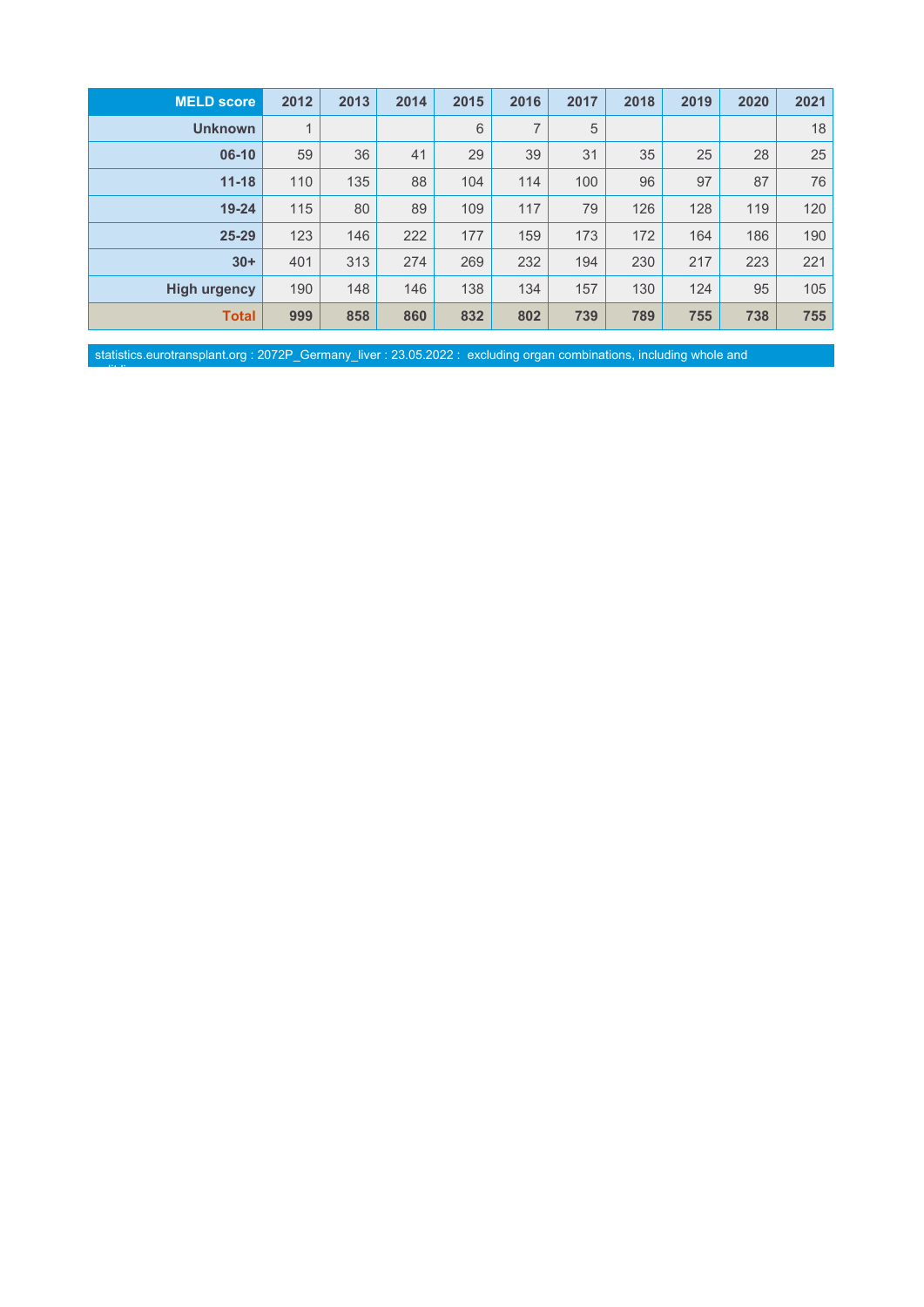| MELD score | 2012 | 2013 | 2014 | 2015 | 2016 | 2017 | 2018 | 2019 | 2020 | 2021 |
|---|---|---|---|---|---|---|---|---|---|---|
| Unknown | 1 | | | 6 | 7 | 5 | | | | 18 |
| 06-10 | 59 | 36 | 41 | 29 | 39 | 31 | 35 | 25 | 28 | 25 |
| 11-18 | 110 | 135 | 88 | 104 | 114 | 100 | 96 | 97 | 87 | 76 |
| 19-24 | 115 | 80 | 89 | 109 | 117 | 79 | 126 | 128 | 119 | 120 |
| 25-29 | 123 | 146 | 222 | 177 | 159 | 173 | 172 | 164 | 186 | 190 |
| 30+ | 401 | 313 | 274 | 269 | 232 | 194 | 230 | 217 | 223 | 221 |
| High urgency | 190 | 148 | 146 | 138 | 134 | 157 | 130 | 124 | 95 | 105 |
| **Total** | **999** | **858** | **860** | **832** | **802** | **739** | **789** | **755** | **738** | **755** |

statistics.eurotransplant.org : 2072P_Germany_liver : 23.05.2022 : excluding organ combinations, including whole and split livers